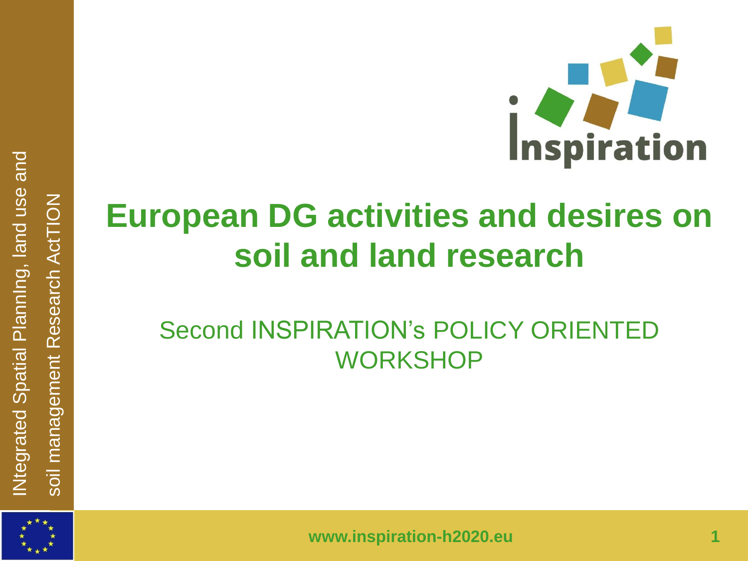# European DG activities and desires on soil and land research

Second INSPIRATION's POLICY ORIENTED WORKSHOP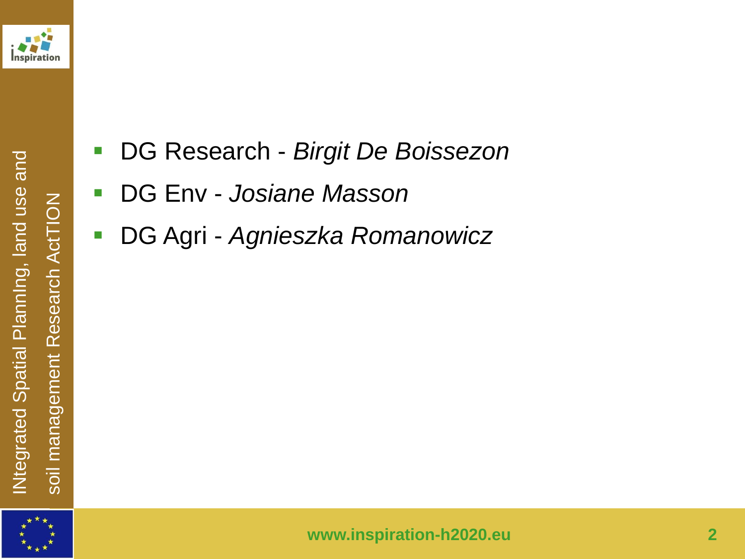- DG Research - *Birgit De Boissezon*
- DG Env - *Josiane Masson*
- DG Agri - *Agnieszka Romanowicz*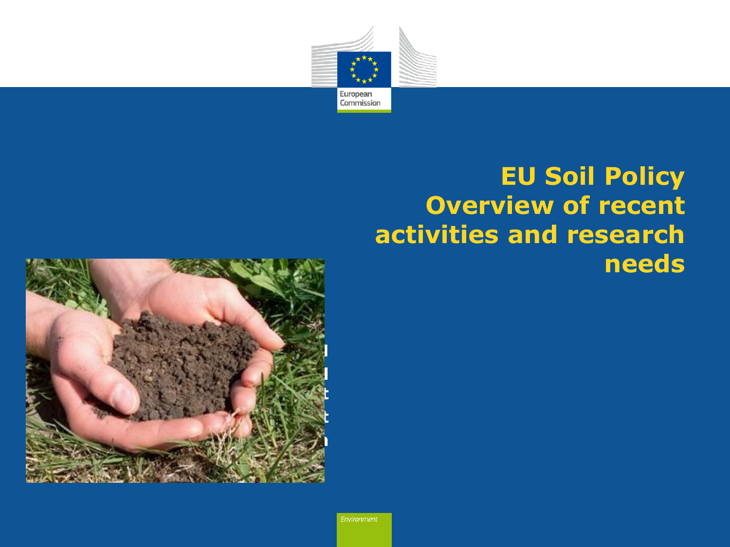# EU Soil Policy Overview of recent activities and research needs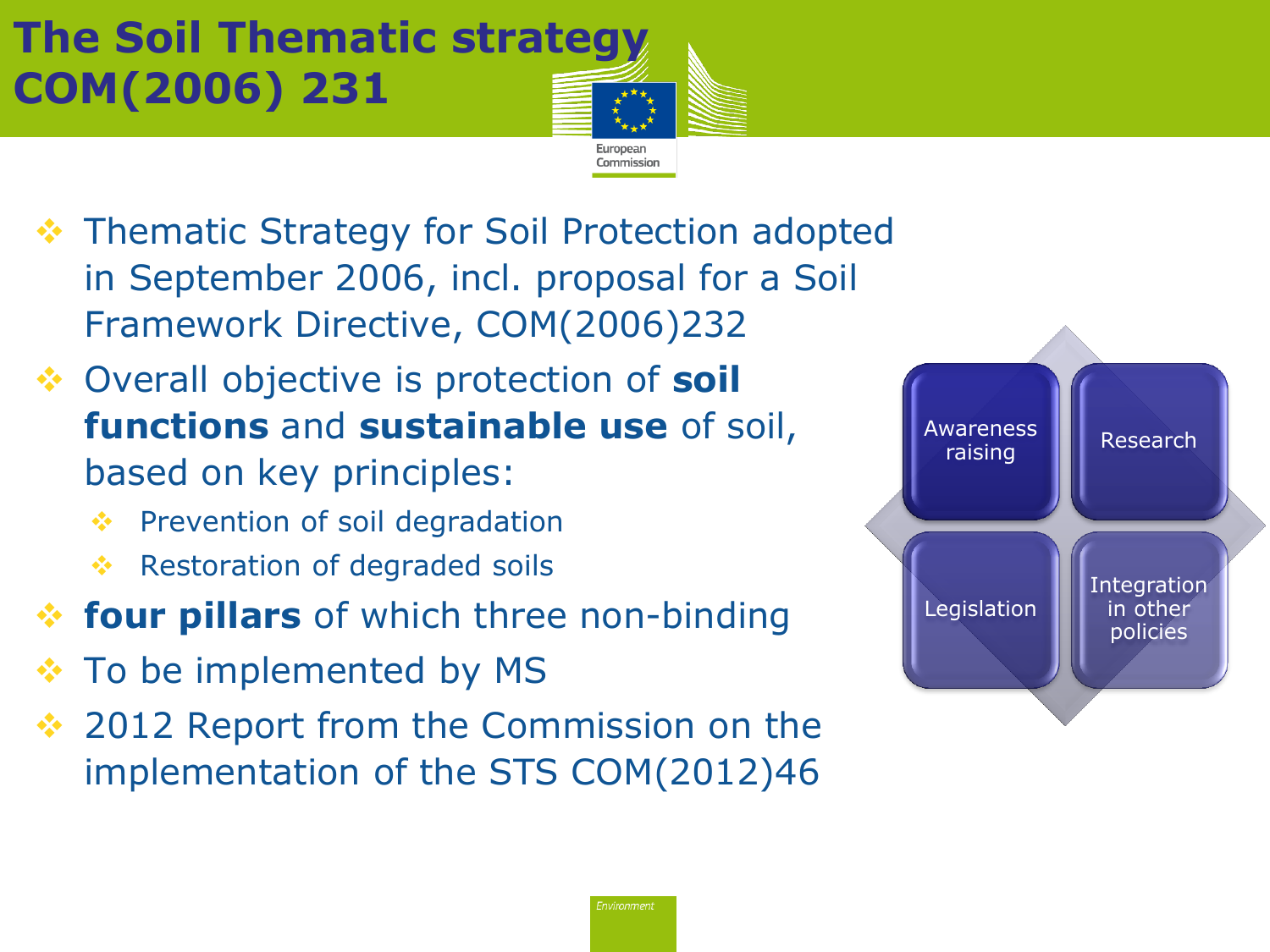# The Soil Thematic strategy COM(2006) 231

- Thematic Strategy for Soil Protection adopted in September 2006, incl. proposal for a Soil Framework Directive, COM(2006)232
- Overall objective is protection of **soil functions** and **sustainable use** of soil, based on key principles:
  - Prevention of soil degradation
  - Restoration of degraded soils
- **four pillars** of which three non-binding
- To be implemented by MS
- 2012 Report from the Commission on the implementation of the STS COM(2012)46

Awareness raising

Research

Legislation

Integration in other policies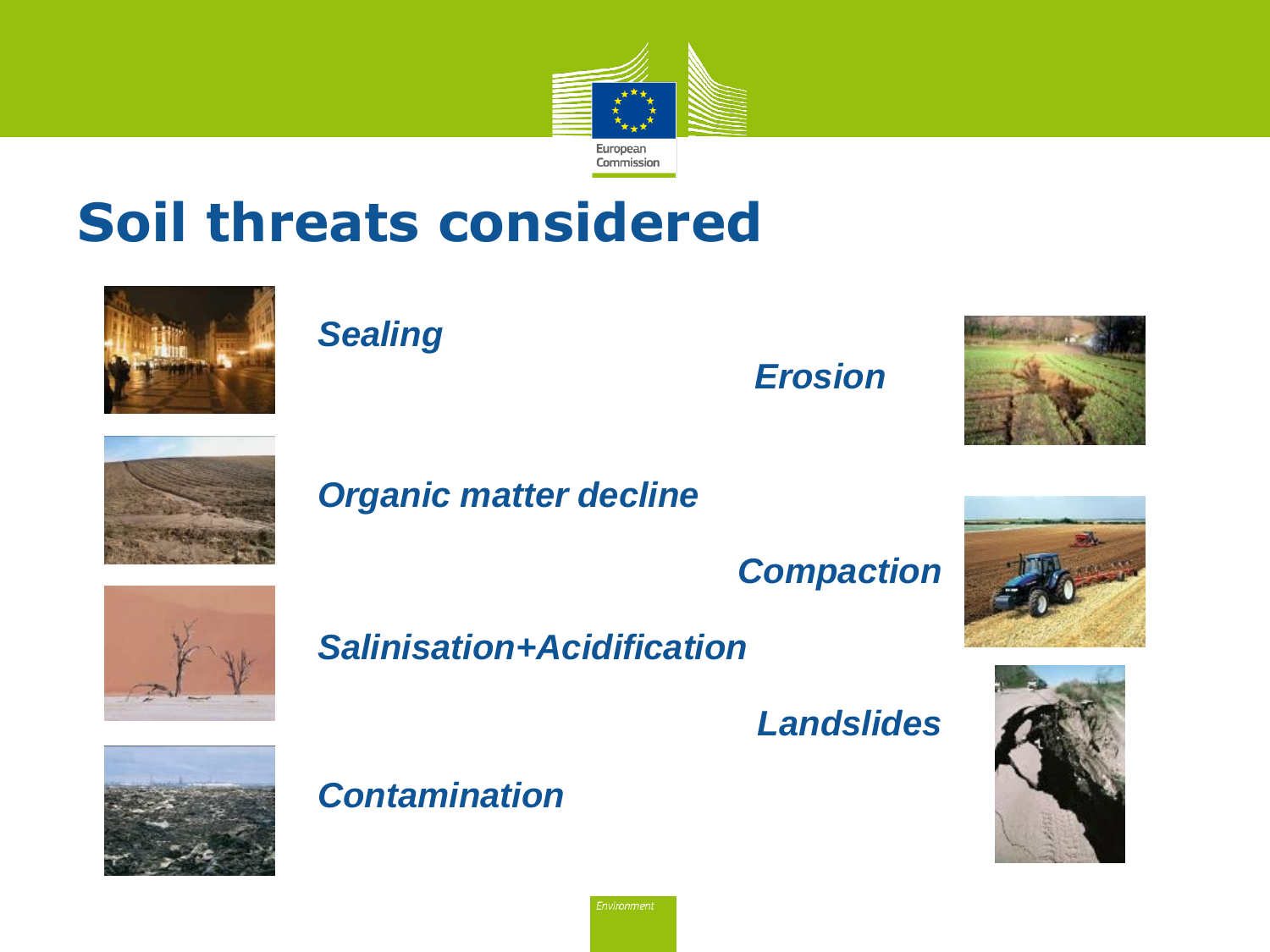# Soil threats considered

*Sealing*

*Erosion*

*Organic matter decline*

*Compaction*

*Salinisation+Acidification*

*Landslides*

*Contamination*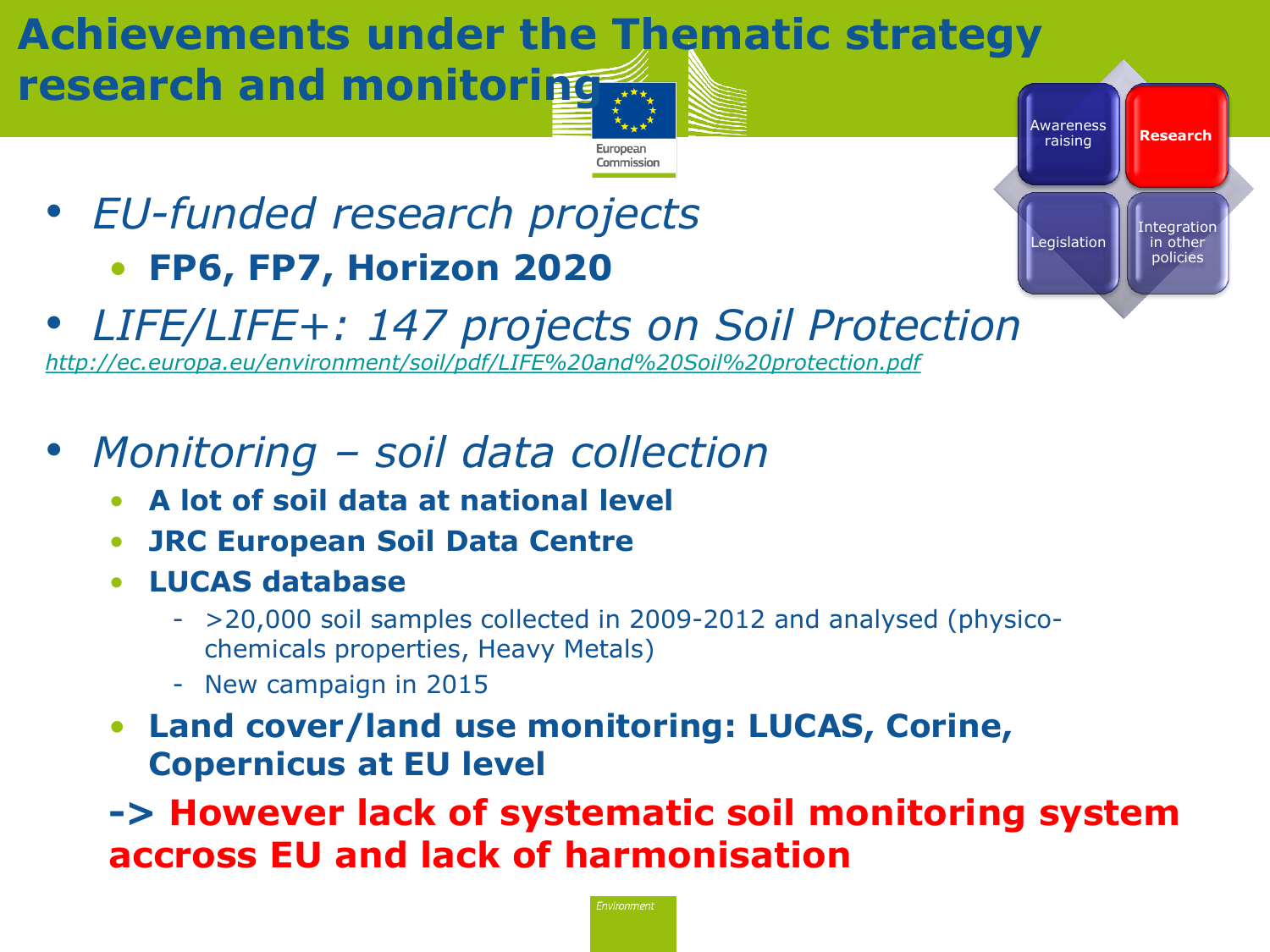# Achievements under the Thematic strategy research and monitoring

- *EU-funded research projects*
  - **FP6, FP7, Horizon 2020**
- *LIFE/LIFE+: 147 projects on Soil Protection*

*http://ec.europa.eu/environment/soil/pdf/LIFE%20and%20Soil%20protection.pdf*

- *Monitoring – soil data collection*
  - **A lot of soil data at national level**
  - **JRC European Soil Data Centre**
  - **LUCAS database**
    - >20,000 soil samples collected in 2009-2012 and analysed (physico-chemicals properties, Heavy Metals)
    - New campaign in 2015
  - **Land cover/land use monitoring: LUCAS, Corine, Copernicus at EU level**

**-> However lack of systematic soil monitoring system accross EU and lack of harmonisation**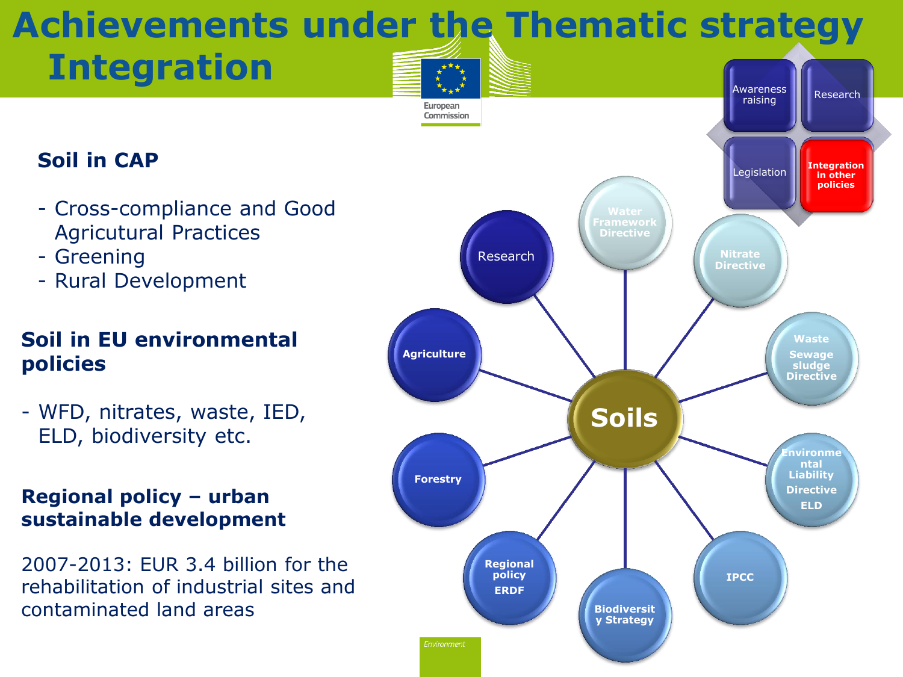# Achievements under the Thematic strategy

## Integration

### Soil in CAP

- Cross-compliance and Good Agricutural Practices
- Greening
- Rural Development

### Soil in EU environmental policies

- WFD, nitrates, waste, IED, ELD, biodiversity etc.

### Regional policy – urban sustainable development

2007-2013: EUR 3.4 billion for the rehabilitation of industrial sites and contaminated land areas

Awareness raising | Research | Legislation | Integration in other policies

Soils: Research, Water Framework Directive, Nitrate Directive, Waste Sewage sludge Directive, Environmental Liability Directive ELD, IPCC, Biodiversity Strategy, Regional policy ERDF, Forestry, Agriculture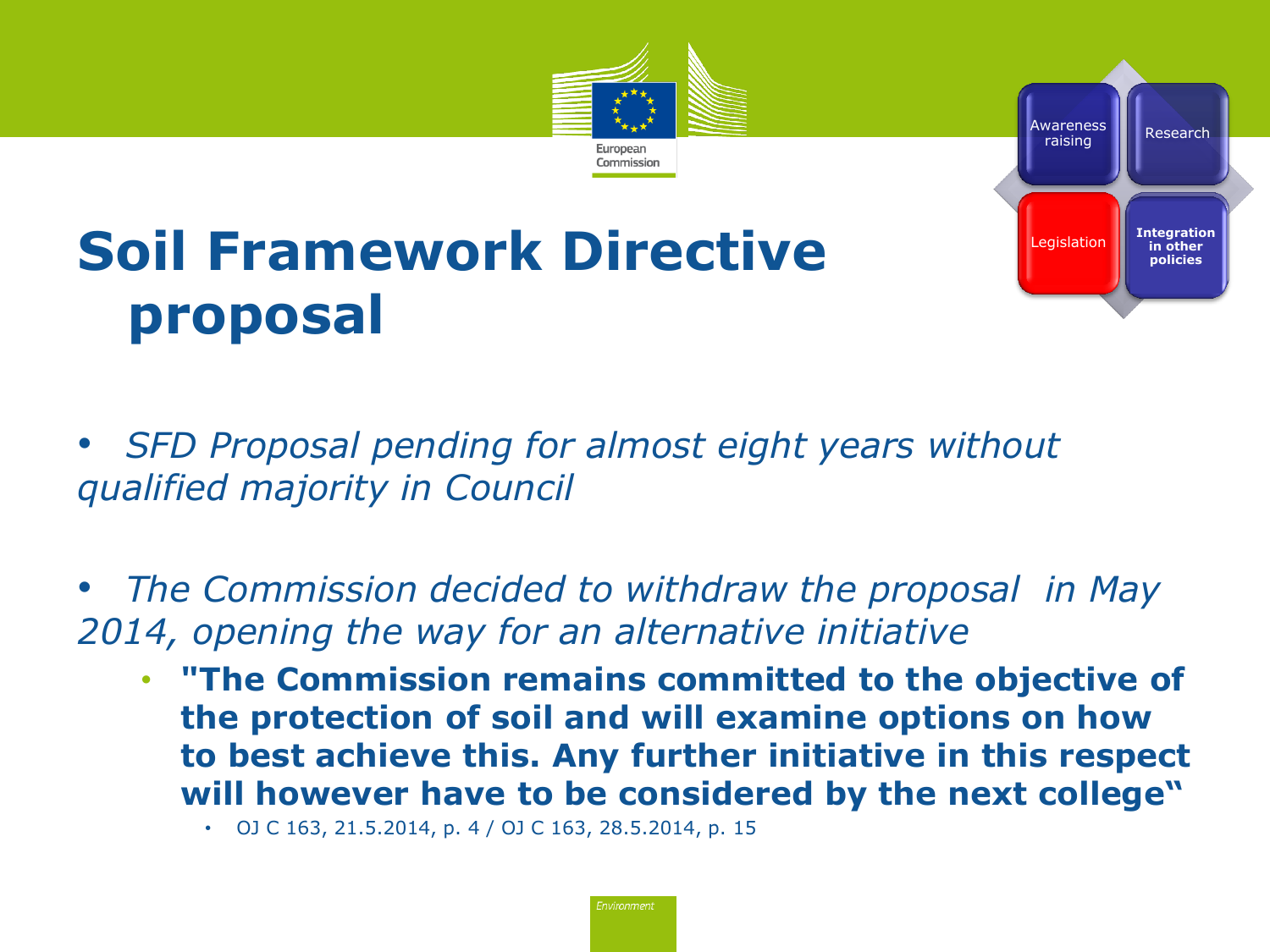# Soil Framework Directive proposal

Awareness raising | Research | Legislation | Integration in other policies

- *SFD Proposal pending for almost eight years without qualified majority in Council*
- *The Commission decided to withdraw the proposal in May 2014, opening the way for an alternative initiative*
  - **"The Commission remains committed to the objective of the protection of soil and will examine options on how to best achieve this. Any further initiative in this respect will however have to be considered by the next college"**
    - OJ C 163, 21.5.2014, p. 4 / OJ C 163, 28.5.2014, p. 15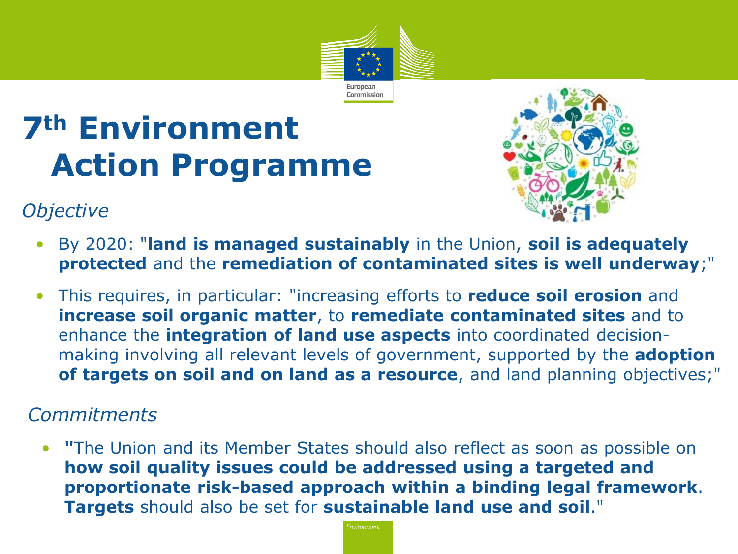# 7th Environment Action Programme

*Objective*

- By 2020: "**land is managed sustainably** in the Union, **soil is adequately protected** and the **remediation of contaminated sites is well underway**;"
- This requires, in particular: "increasing efforts to **reduce soil erosion** and **increase soil organic matter**, to **remediate contaminated sites** and to enhance the **integration of land use aspects** into coordinated decision-making involving all relevant levels of government, supported by the **adoption of targets on soil and on land as a resource**, and land planning objectives;"

*Commitments*

- **"**The Union and its Member States should also reflect as soon as possible on **how soil quality issues could be addressed using a targeted and proportionate risk-based approach within a binding legal framework**. **Targets** should also be set for **sustainable land use and soil**."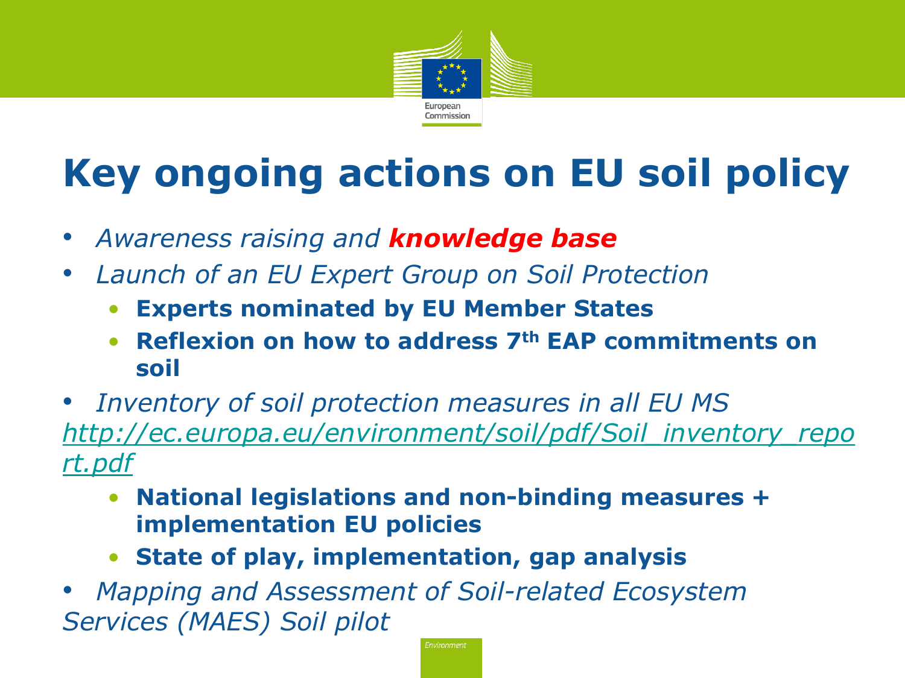# Key ongoing actions on EU soil policy

- *Awareness raising and* ***knowledge base***
- *Launch of an EU Expert Group on Soil Protection*
  - **Experts nominated by EU Member States**
  - **Reflexion on how to address 7th EAP commitments on soil**
- *Inventory of soil protection measures in all EU MS* [*http://ec.europa.eu/environment/soil/pdf/Soil_inventory_report.pdf*](http://ec.europa.eu/environment/soil/pdf/Soil_inventory_report.pdf)
  - **National legislations and non-binding measures + implementation EU policies**
  - **State of play, implementation, gap analysis**
- *Mapping and Assessment of Soil-related Ecosystem Services (MAES) Soil pilot*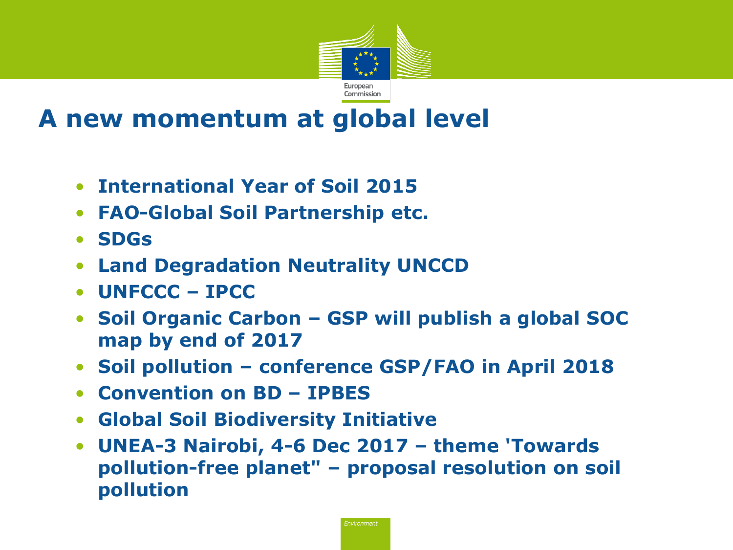# A new momentum at global level

- **International Year of Soil 2015**
- **FAO-Global Soil Partnership etc.**
- **SDGs**
- **Land Degradation Neutrality UNCCD**
- **UNFCCC – IPCC**
- **Soil Organic Carbon – GSP will publish a global SOC map by end of 2017**
- **Soil pollution – conference GSP/FAO in April 2018**
- **Convention on BD – IPBES**
- **Global Soil Biodiversity Initiative**
- **UNEA-3 Nairobi, 4-6 Dec 2017 – theme 'Towards pollution-free planet" – proposal resolution on soil pollution**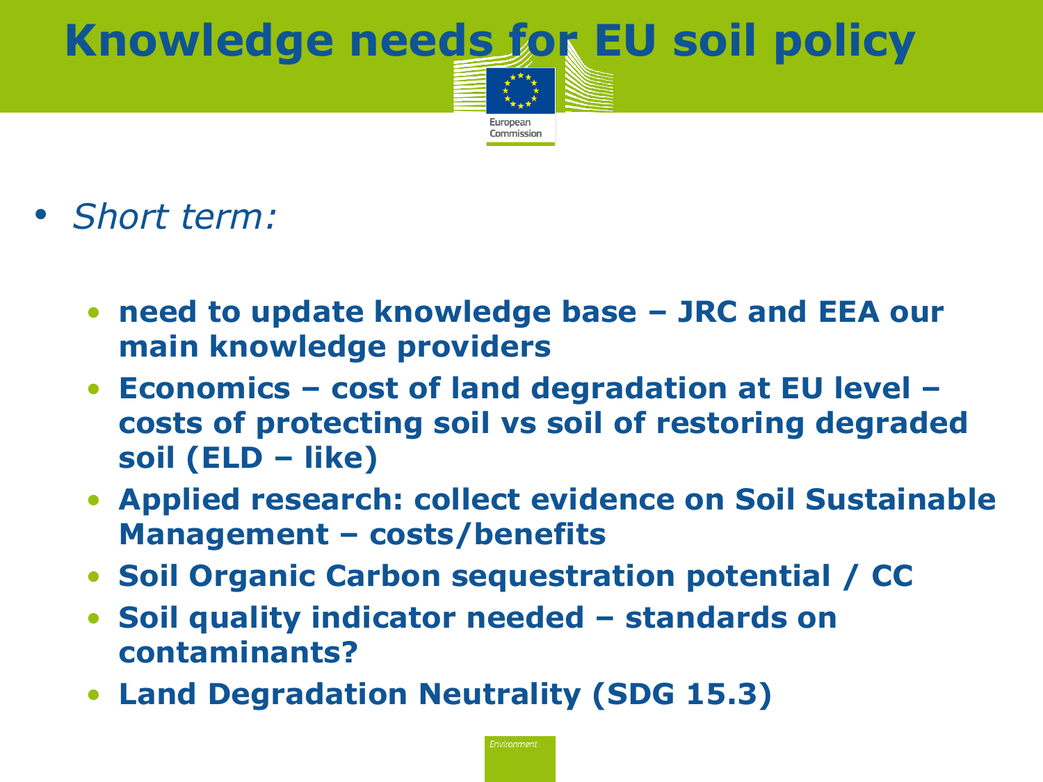# Knowledge needs for EU soil policy

- *Short term:*
  - **need to update knowledge base – JRC and EEA our main knowledge providers**
  - **Economics – cost of land degradation at EU level – costs of protecting soil vs soil of restoring degraded soil (ELD – like)**
  - **Applied research: collect evidence on Soil Sustainable Management – costs/benefits**
  - **Soil Organic Carbon sequestration potential / CC**
  - **Soil quality indicator needed – standards on contaminants?**
  - **Land Degradation Neutrality (SDG 15.3)**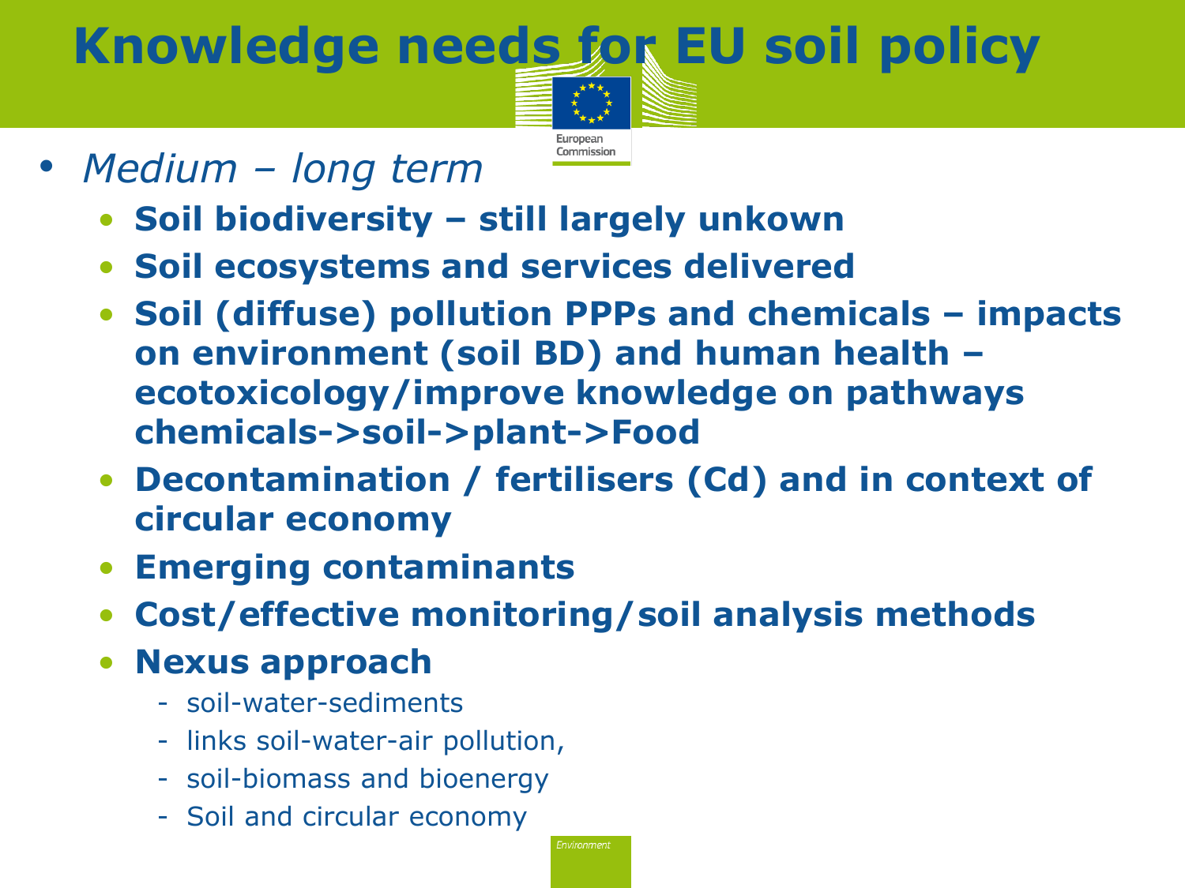# Knowledge needs for EU soil policy

- *Medium – long term*
  - **Soil biodiversity – still largely unkown**
  - **Soil ecosystems and services delivered**
  - **Soil (diffuse) pollution PPPs and chemicals – impacts on environment (soil BD) and human health – ecotoxicology/improve knowledge on pathways chemicals->soil->plant->Food**
  - **Decontamination / fertilisers (Cd) and in context of circular economy**
  - **Emerging contaminants**
  - **Cost/effective monitoring/soil analysis methods**
  - **Nexus approach**
    - soil-water-sediments
    - links soil-water-air pollution,
    - soil-biomass and bioenergy
    - Soil and circular economy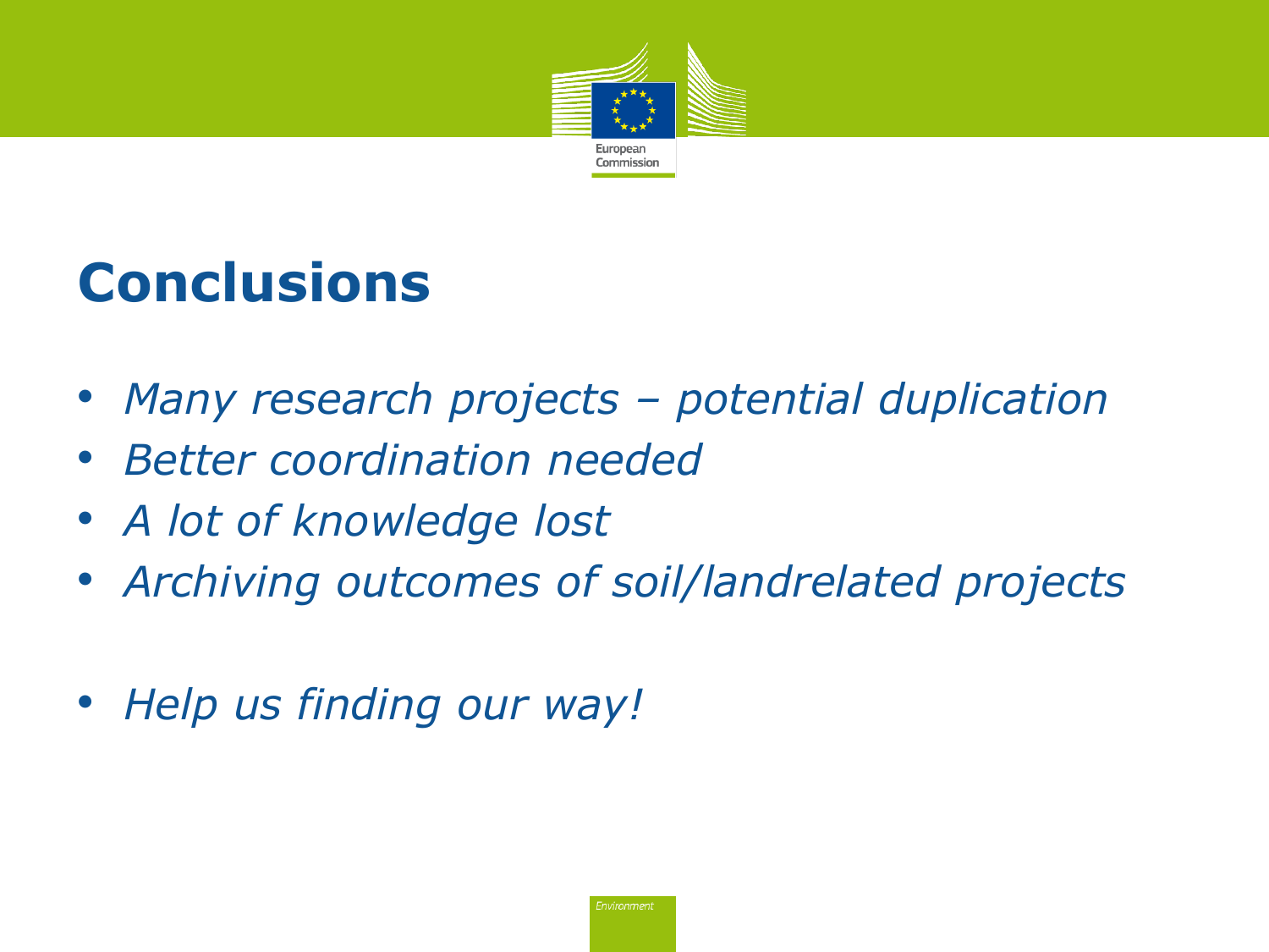# Conclusions

- *Many research projects – potential duplication*
- *Better coordination needed*
- *A lot of knowledge lost*
- *Archiving outcomes of soil/landrelated projects*

- *Help us finding our way!*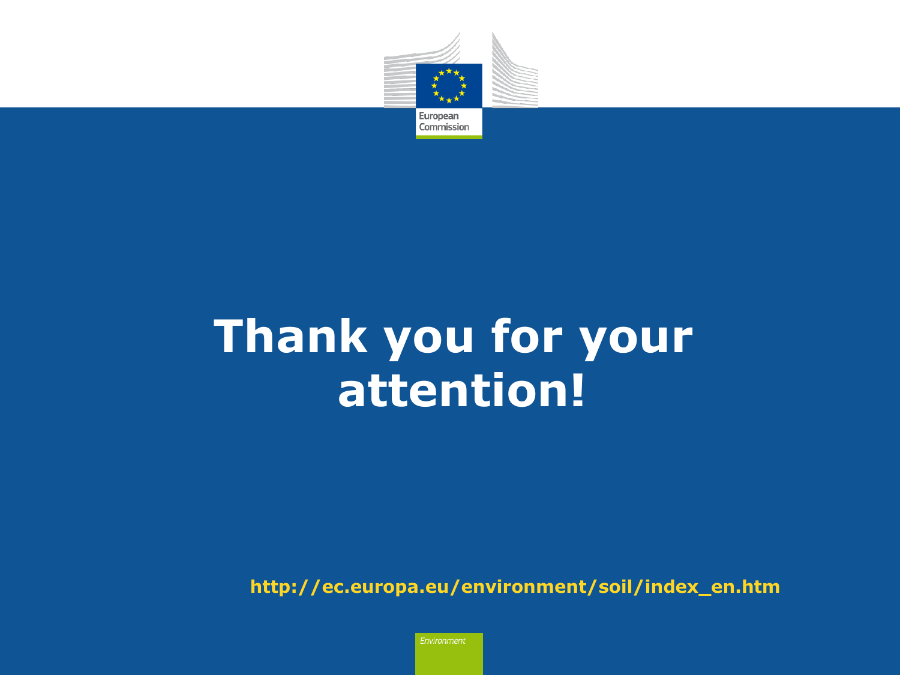# Thank you for your attention!

**http://ec.europa.eu/environment/soil/index_en.htm**